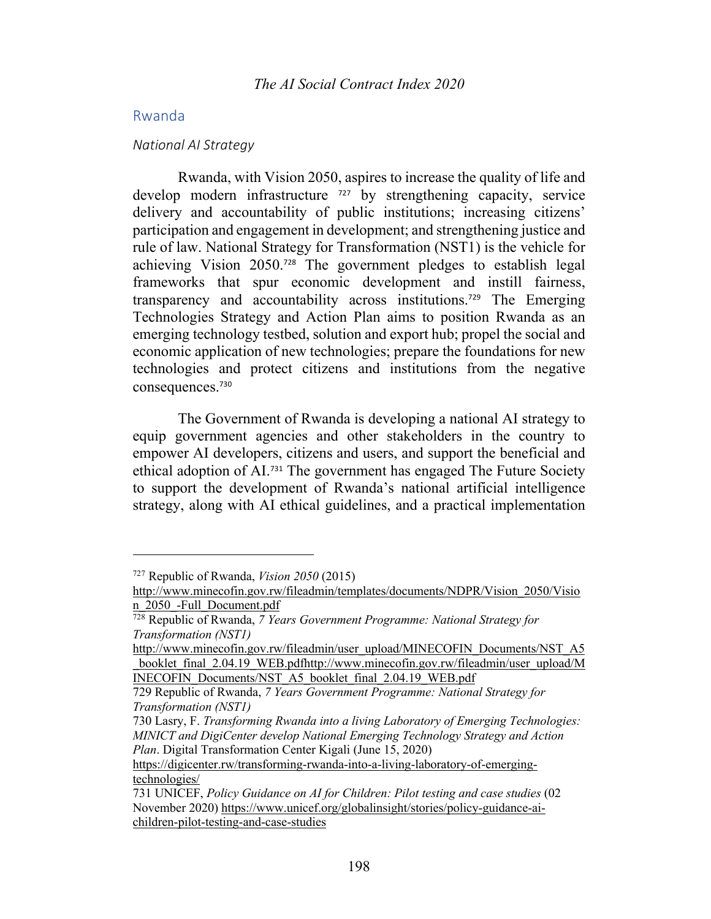## Rwanda

### National AI Strategy

Rwanda, with Vision 2050, aspires to increase the quality of life and develop modern infrastructure [727] by strengthening capacity, service delivery and accountability of public institutions; increasing citizens' participation and engagement in development; and strengthening justice and rule of law. National Strategy for Transformation (NST1) is the vehicle for achieving Vision 2050.[728] The government pledges to establish legal frameworks that spur economic development and instill fairness, transparency and accountability across institutions.[729] The Emerging Technologies Strategy and Action Plan aims to position Rwanda as an emerging technology testbed, solution and export hub; propel the social and economic application of new technologies; prepare the foundations for new technologies and protect citizens and institutions from the negative consequences.[730]

The Government of Rwanda is developing a national AI strategy to equip government agencies and other stakeholders in the country to empower AI developers, citizens and users, and support the beneficial and ethical adoption of AI.[731] The government has engaged The Future Society to support the development of Rwanda's national artificial intelligence strategy, along with AI ethical guidelines, and a practical implementation

---

[727] Republic of Rwanda, *Vision 2050* (2015) http://www.minecofin.gov.rw/fileadmin/templates/documents/NDPR/Vision_2050/Vision_2050_-Full_Document.pdf

[728] Republic of Rwanda, *7 Years Government Programme: National Strategy for Transformation (NST1)* http://www.minecofin.gov.rw/fileadmin/user_upload/MINECOFIN_Documents/NST_A5_booklet_final_2.04.19_WEB.pdfhttp://www.minecofin.gov.rw/fileadmin/user_upload/MINECOFIN_Documents/NST_A5_booklet_final_2.04.19_WEB.pdf

729 Republic of Rwanda, *7 Years Government Programme: National Strategy for Transformation (NST1)*

730 Lasry, F. *Transforming Rwanda into a living Laboratory of Emerging Technologies: MINICT and DigiCenter develop National Emerging Technology Strategy and Action Plan*. Digital Transformation Center Kigali (June 15, 2020) https://digicenter.rw/transforming-rwanda-into-a-living-laboratory-of-emerging-technologies/

731 UNICEF, *Policy Guidance on AI for Children: Pilot testing and case studies* (02 November 2020) https://www.unicef.org/globalinsight/stories/policy-guidance-ai-children-pilot-testing-and-case-studies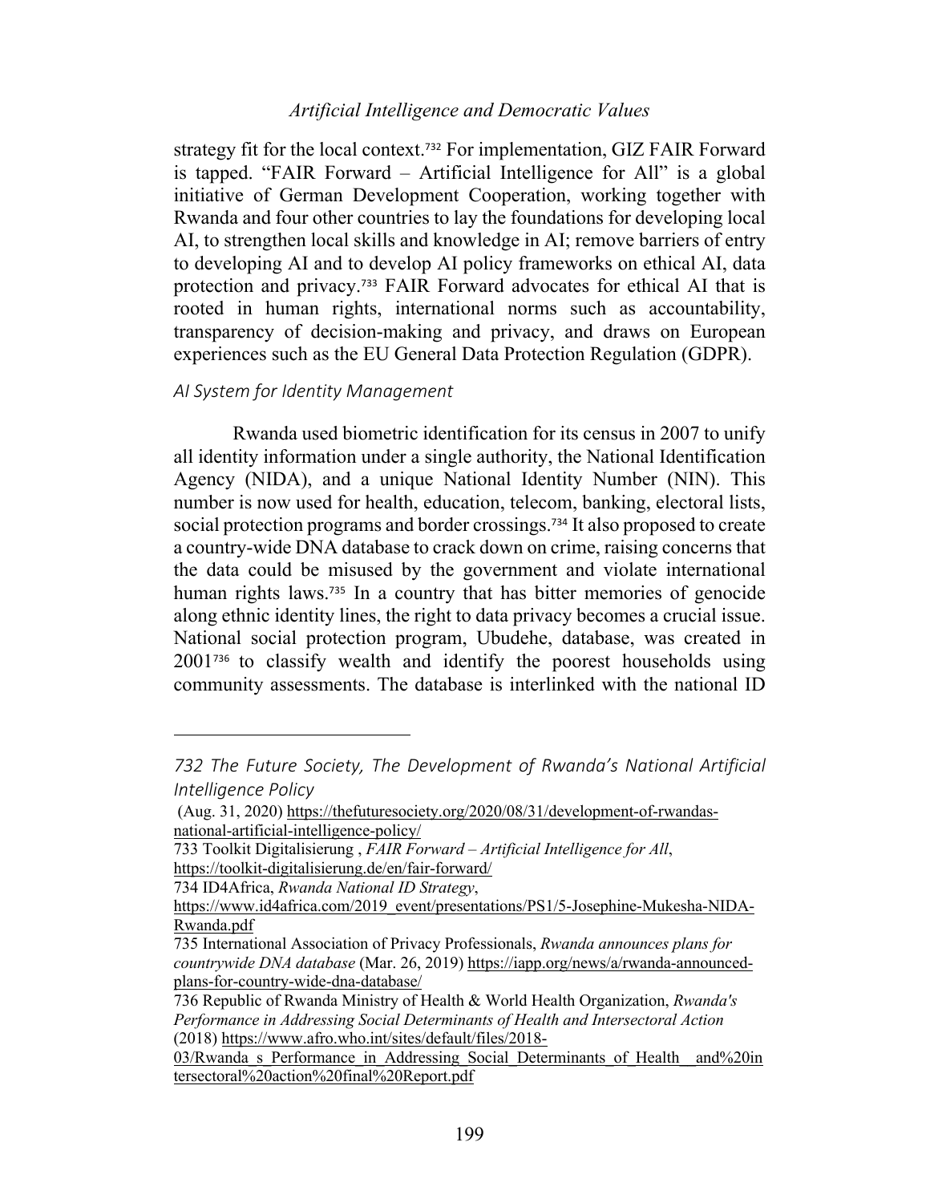strategy fit for the local context.[732] For implementation, GIZ FAIR Forward is tapped. "FAIR Forward – Artificial Intelligence for All" is a global initiative of German Development Cooperation, working together with Rwanda and four other countries to lay the foundations for developing local AI, to strengthen local skills and knowledge in AI; remove barriers of entry to developing AI and to develop AI policy frameworks on ethical AI, data protection and privacy.[733] FAIR Forward advocates for ethical AI that is rooted in human rights, international norms such as accountability, transparency of decision-making and privacy, and draws on European experiences such as the EU General Data Protection Regulation (GDPR).

### *AI System for Identity Management*

Rwanda used biometric identification for its census in 2007 to unify all identity information under a single authority, the National Identification Agency (NIDA), and a unique National Identity Number (NIN). This number is now used for health, education, telecom, banking, electoral lists, social protection programs and border crossings.[734] It also proposed to create a country-wide DNA database to crack down on crime, raising concerns that the data could be misused by the government and violate international human rights laws.[735] In a country that has bitter memories of genocide along ethnic identity lines, the right to data privacy becomes a crucial issue. National social protection program, Ubudehe, database, was created in 2001[736] to classify wealth and identify the poorest households using community assessments. The database is interlinked with the national ID

---

732 The Future Society, *The Development of Rwanda's National Artificial Intelligence Policy* (Aug. 31, 2020) https://thefuturesociety.org/2020/08/31/development-of-rwandas-national-artificial-intelligence-policy/

733 Toolkit Digitalisierung , *FAIR Forward – Artificial Intelligence for All*, https://toolkit-digitalisierung.de/en/fair-forward/

734 ID4Africa, *Rwanda National ID Strategy*, https://www.id4africa.com/2019_event/presentations/PS1/5-Josephine-Mukesha-NIDA-Rwanda.pdf

735 International Association of Privacy Professionals, *Rwanda announces plans for countrywide DNA database* (Mar. 26, 2019) https://iapp.org/news/a/rwanda-announced-plans-for-country-wide-dna-database/

736 Republic of Rwanda Ministry of Health & World Health Organization, *Rwanda's Performance in Addressing Social Determinants of Health and Intersectoral Action* (2018) https://www.afro.who.int/sites/default/files/2018-03/Rwanda_s_Performance_in_Addressing_Social_Determinants_of_Health__and%20intersectoral%20action%20final%20Report.pdf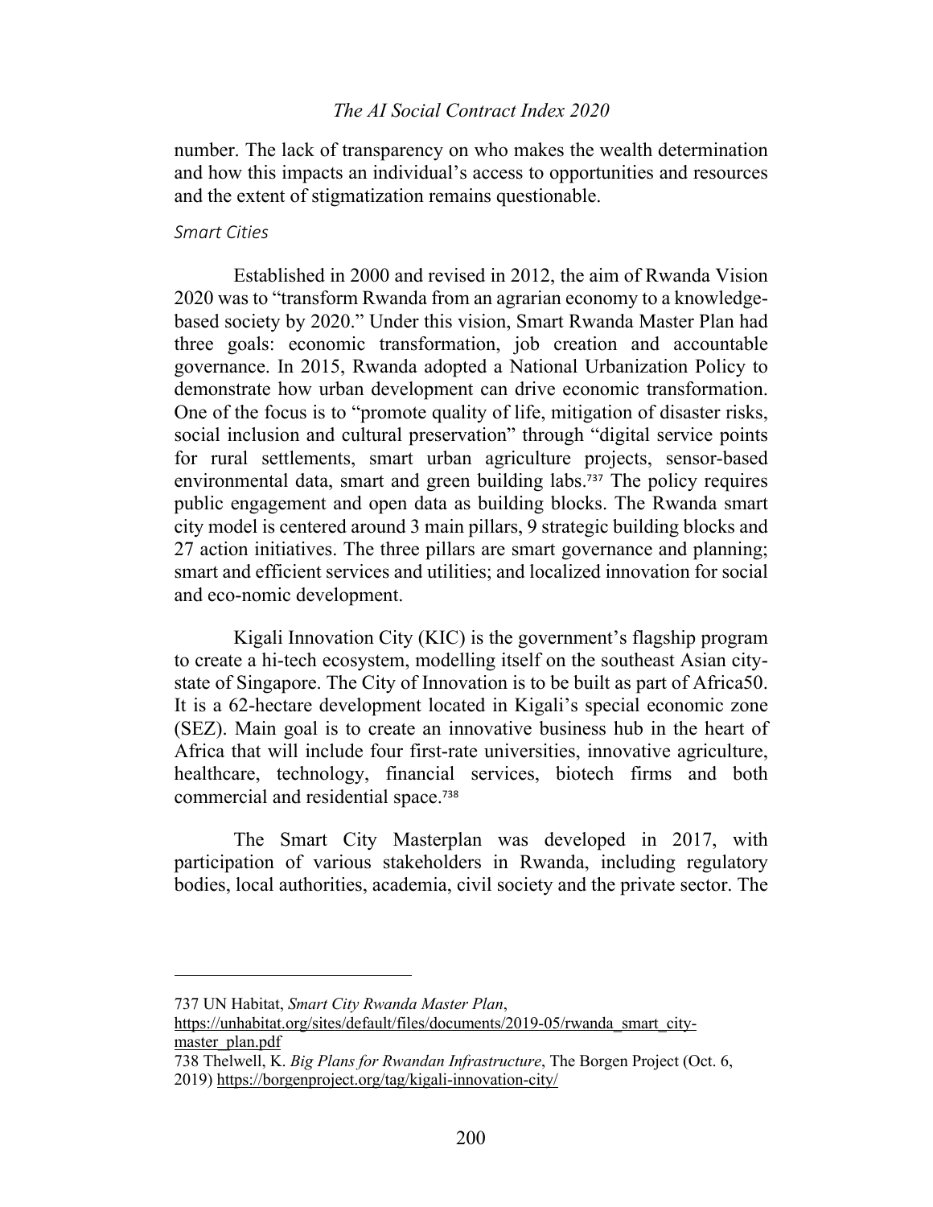number. The lack of transparency on who makes the wealth determination and how this impacts an individual's access to opportunities and resources and the extent of stigmatization remains questionable.

*Smart Cities*

Established in 2000 and revised in 2012, the aim of Rwanda Vision 2020 was to "transform Rwanda from an agrarian economy to a knowledge-based society by 2020." Under this vision, Smart Rwanda Master Plan had three goals: economic transformation, job creation and accountable governance. In 2015, Rwanda adopted a National Urbanization Policy to demonstrate how urban development can drive economic transformation. One of the focus is to "promote quality of life, mitigation of disaster risks, social inclusion and cultural preservation" through "digital service points for rural settlements, smart urban agriculture projects, sensor-based environmental data, smart and green building labs.[737] The policy requires public engagement and open data as building blocks. The Rwanda smart city model is centered around 3 main pillars, 9 strategic building blocks and 27 action initiatives. The three pillars are smart governance and planning; smart and efficient services and utilities; and localized innovation for social and eco-nomic development.

Kigali Innovation City (KIC) is the government's flagship program to create a hi-tech ecosystem, modelling itself on the southeast Asian city-state of Singapore. The City of Innovation is to be built as part of Africa50. It is a 62-hectare development located in Kigali's special economic zone (SEZ). Main goal is to create an innovative business hub in the heart of Africa that will include four first-rate universities, innovative agriculture, healthcare, technology, financial services, biotech firms and both commercial and residential space.[738]

The Smart City Masterplan was developed in 2017, with participation of various stakeholders in Rwanda, including regulatory bodies, local authorities, academia, civil society and the private sector. The

---

737 UN Habitat, *Smart City Rwanda Master Plan*, https://unhabitat.org/sites/default/files/documents/2019-05/rwanda_smart_city-master_plan.pdf

738 Thelwell, K. *Big Plans for Rwandan Infrastructure*, The Borgen Project (Oct. 6, 2019) https://borgenproject.org/tag/kigali-innovation-city/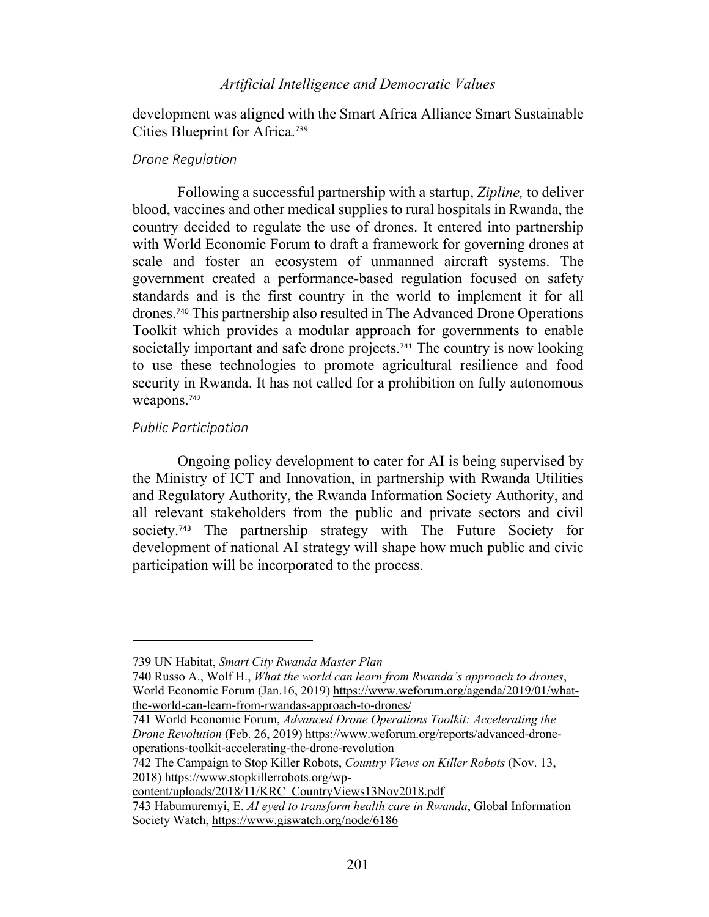development was aligned with the Smart Africa Alliance Smart Sustainable Cities Blueprint for Africa.[739]

### *Drone Regulation*

Following a successful partnership with a startup, *Zipline,* to deliver blood, vaccines and other medical supplies to rural hospitals in Rwanda, the country decided to regulate the use of drones. It entered into partnership with World Economic Forum to draft a framework for governing drones at scale and foster an ecosystem of unmanned aircraft systems. The government created a performance-based regulation focused on safety standards and is the first country in the world to implement it for all drones.[740] This partnership also resulted in The Advanced Drone Operations Toolkit which provides a modular approach for governments to enable societally important and safe drone projects.[741] The country is now looking to use these technologies to promote agricultural resilience and food security in Rwanda. It has not called for a prohibition on fully autonomous weapons.[742]

### *Public Participation*

Ongoing policy development to cater for AI is being supervised by the Ministry of ICT and Innovation, in partnership with Rwanda Utilities and Regulatory Authority, the Rwanda Information Society Authority, and all relevant stakeholders from the public and private sectors and civil society.[743] The partnership strategy with The Future Society for development of national AI strategy will shape how much public and civic participation will be incorporated to the process.

---

739 UN Habitat, *Smart City Rwanda Master Plan*

740 Russo A., Wolf H., *What the world can learn from Rwanda's approach to drones*, World Economic Forum (Jan.16, 2019) https://www.weforum.org/agenda/2019/01/what-the-world-can-learn-from-rwandas-approach-to-drones/

741 World Economic Forum, *Advanced Drone Operations Toolkit: Accelerating the Drone Revolution* (Feb. 26, 2019) https://www.weforum.org/reports/advanced-drone-operations-toolkit-accelerating-the-drone-revolution

742 The Campaign to Stop Killer Robots, *Country Views on Killer Robots* (Nov. 13, 2018) https://www.stopkillerrobots.org/wp-content/uploads/2018/11/KRC_CountryViews13Nov2018.pdf

743 Habumuremyi, E. *AI eyed to transform health care in Rwanda*, Global Information Society Watch, https://www.giswatch.org/node/6186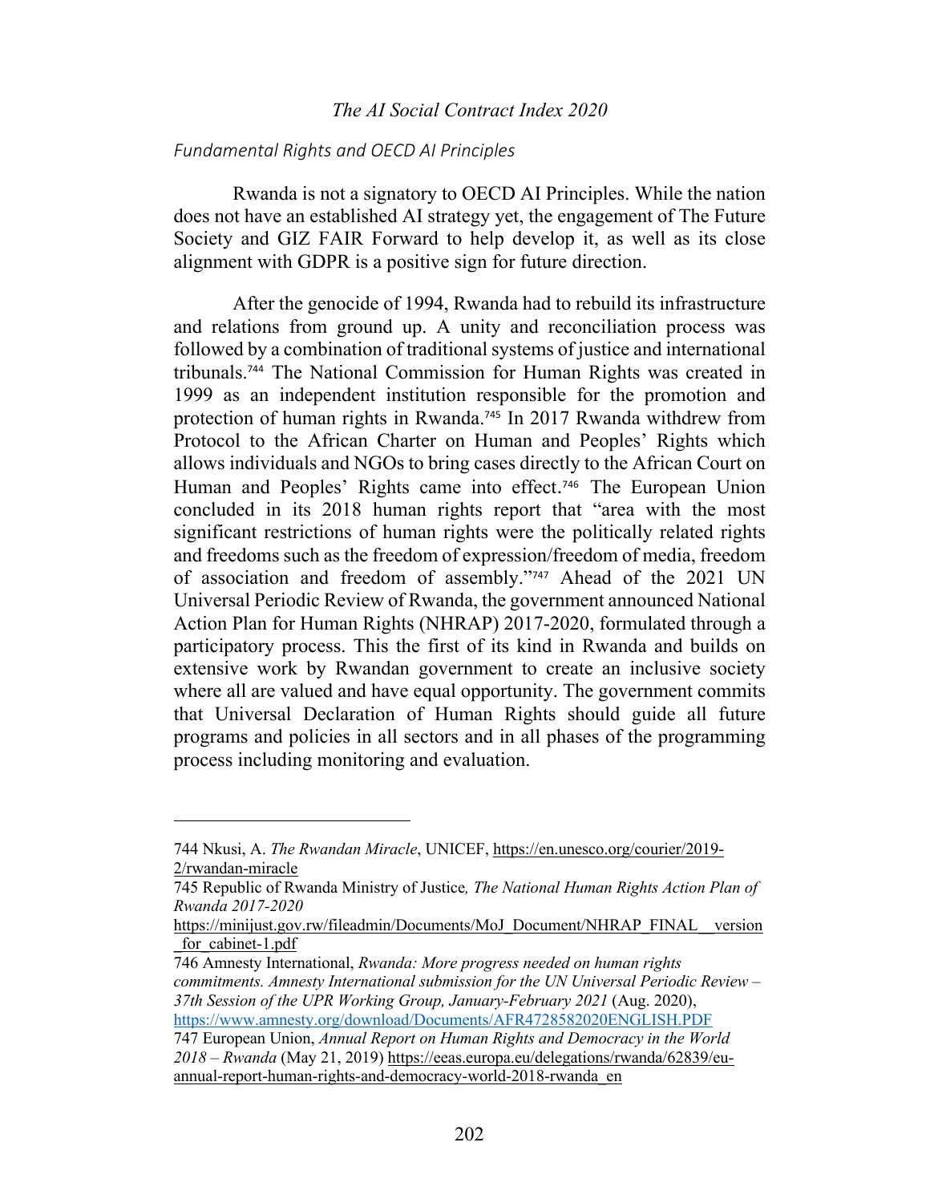### *Fundamental Rights and OECD AI Principles*

Rwanda is not a signatory to OECD AI Principles. While the nation does not have an established AI strategy yet, the engagement of The Future Society and GIZ FAIR Forward to help develop it, as well as its close alignment with GDPR is a positive sign for future direction.

After the genocide of 1994, Rwanda had to rebuild its infrastructure and relations from ground up. A unity and reconciliation process was followed by a combination of traditional systems of justice and international tribunals.[744] The National Commission for Human Rights was created in 1999 as an independent institution responsible for the promotion and protection of human rights in Rwanda.[745] In 2017 Rwanda withdrew from Protocol to the African Charter on Human and Peoples' Rights which allows individuals and NGOs to bring cases directly to the African Court on Human and Peoples' Rights came into effect.[746] The European Union concluded in its 2018 human rights report that "area with the most significant restrictions of human rights were the politically related rights and freedoms such as the freedom of expression/freedom of media, freedom of association and freedom of assembly."[747] Ahead of the 2021 UN Universal Periodic Review of Rwanda, the government announced National Action Plan for Human Rights (NHRAP) 2017-2020, formulated through a participatory process. This the first of its kind in Rwanda and builds on extensive work by Rwandan government to create an inclusive society where all are valued and have equal opportunity. The government commits that Universal Declaration of Human Rights should guide all future programs and policies in all sectors and in all phases of the programming process including monitoring and evaluation.

---

744 Nkusi, A. *The Rwandan Miracle*, UNICEF, https://en.unesco.org/courier/2019-2/rwandan-miracle

745 Republic of Rwanda Ministry of Justice*, The National Human Rights Action Plan of Rwanda 2017-2020* https://minijust.gov.rw/fileadmin/Documents/MoJ_Document/NHRAP_FINAL__version_for_cabinet-1.pdf

746 Amnesty International, *Rwanda: More progress needed on human rights commitments. Amnesty International submission for the UN Universal Periodic Review – 37th Session of the UPR Working Group, January-February 2021* (Aug. 2020), https://www.amnesty.org/download/Documents/AFR4728582020ENGLISH.PDF

747 European Union, *Annual Report on Human Rights and Democracy in the World 2018 – Rwanda* (May 21, 2019) https://eeas.europa.eu/delegations/rwanda/62839/eu-annual-report-human-rights-and-democracy-world-2018-rwanda_en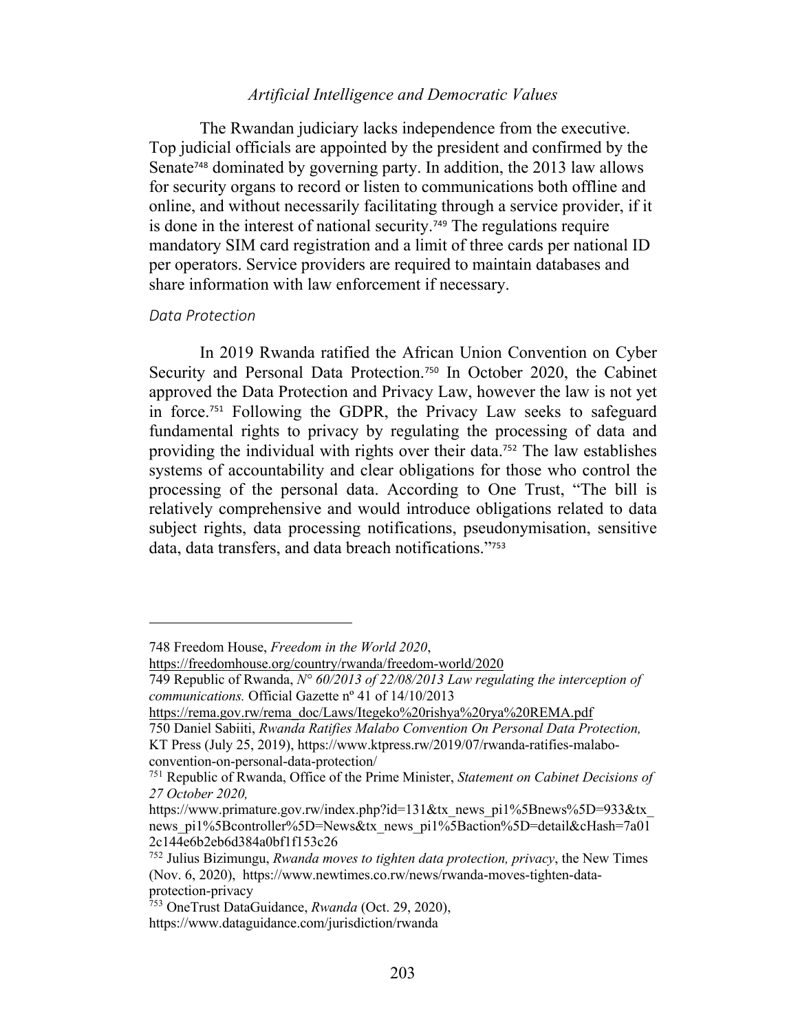The Rwandan judiciary lacks independence from the executive. Top judicial officials are appointed by the president and confirmed by the Senate[748] dominated by governing party. In addition, the 2013 law allows for security organs to record or listen to communications both offline and online, and without necessarily facilitating through a service provider, if it is done in the interest of national security.[749] The regulations require mandatory SIM card registration and a limit of three cards per national ID per operators. Service providers are required to maintain databases and share information with law enforcement if necessary.

*Data Protection*

In 2019 Rwanda ratified the African Union Convention on Cyber Security and Personal Data Protection.[750] In October 2020, the Cabinet approved the Data Protection and Privacy Law, however the law is not yet in force.[751] Following the GDPR, the Privacy Law seeks to safeguard fundamental rights to privacy by regulating the processing of data and providing the individual with rights over their data.[752] The law establishes systems of accountability and clear obligations for those who control the processing of the personal data. According to One Trust, "The bill is relatively comprehensive and would introduce obligations related to data subject rights, data processing notifications, pseudonymisation, sensitive data, data transfers, and data breach notifications."[753]

---

748 Freedom House, *Freedom in the World 2020*, https://freedomhouse.org/country/rwanda/freedom-world/2020

749 Republic of Rwanda, *N° 60/2013 of 22/08/2013 Law regulating the interception of communications.* Official Gazette nº 41 of 14/10/2013 https://rema.gov.rw/rema_doc/Laws/Itegeko%20rishya%20rya%20REMA.pdf

750 Daniel Sabiiti, *Rwanda Ratifies Malabo Convention On Personal Data Protection,* KT Press (July 25, 2019), https://www.ktpress.rw/2019/07/rwanda-ratifies-malabo-convention-on-personal-data-protection/

751 Republic of Rwanda, Office of the Prime Minister, *Statement on Cabinet Decisions of 27 October 2020,* https://www.primature.gov.rw/index.php?id=131&tx_news_pi1%5Bnews%5D=933&tx_news_pi1%5Bcontroller%5D=News&tx_news_pi1%5Baction%5D=detail&cHash=7a012c144e6b2eb6d384a0bf1f153c26

752 Julius Bizimungu, *Rwanda moves to tighten data protection, privacy*, the New Times (Nov. 6, 2020), https://www.newtimes.co.rw/news/rwanda-moves-tighten-data-protection-privacy

753 OneTrust DataGuidance, *Rwanda* (Oct. 29, 2020), https://www.dataguidance.com/jurisdiction/rwanda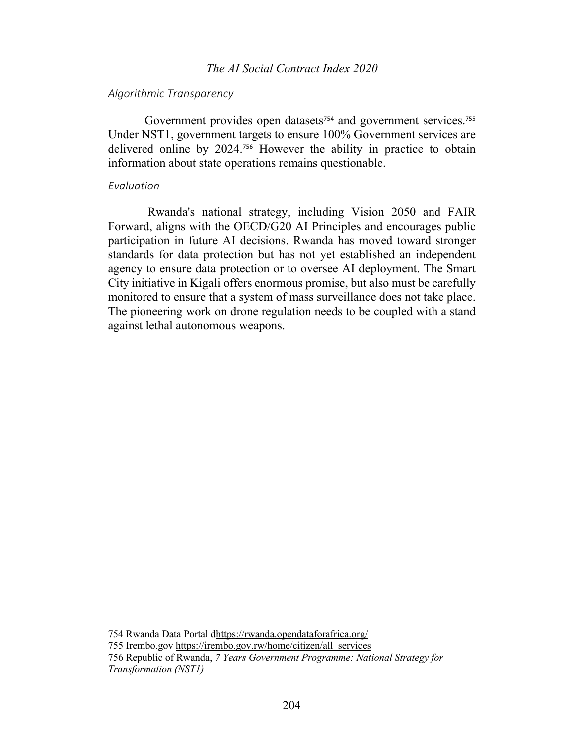### Algorithmic Transparency

Government provides open datasets[754] and government services.[755] Under NST1, government targets to ensure 100% Government services are delivered online by 2024.[756] However the ability in practice to obtain information about state operations remains questionable.

### Evaluation

Rwanda's national strategy, including Vision 2050 and FAIR Forward, aligns with the OECD/G20 AI Principles and encourages public participation in future AI decisions. Rwanda has moved toward stronger standards for data protection but has not yet established an independent agency to ensure data protection or to oversee AI deployment. The Smart City initiative in Kigali offers enormous promise, but also must be carefully monitored to ensure that a system of mass surveillance does not take place. The pioneering work on drone regulation needs to be coupled with a stand against lethal autonomous weapons.

---

754 Rwanda Data Portal dhttps://rwanda.opendataforafrica.org/

755 Irembo.gov https://irembo.gov.rw/home/citizen/all_services

756 Republic of Rwanda, *7 Years Government Programme: National Strategy for Transformation (NST1)*